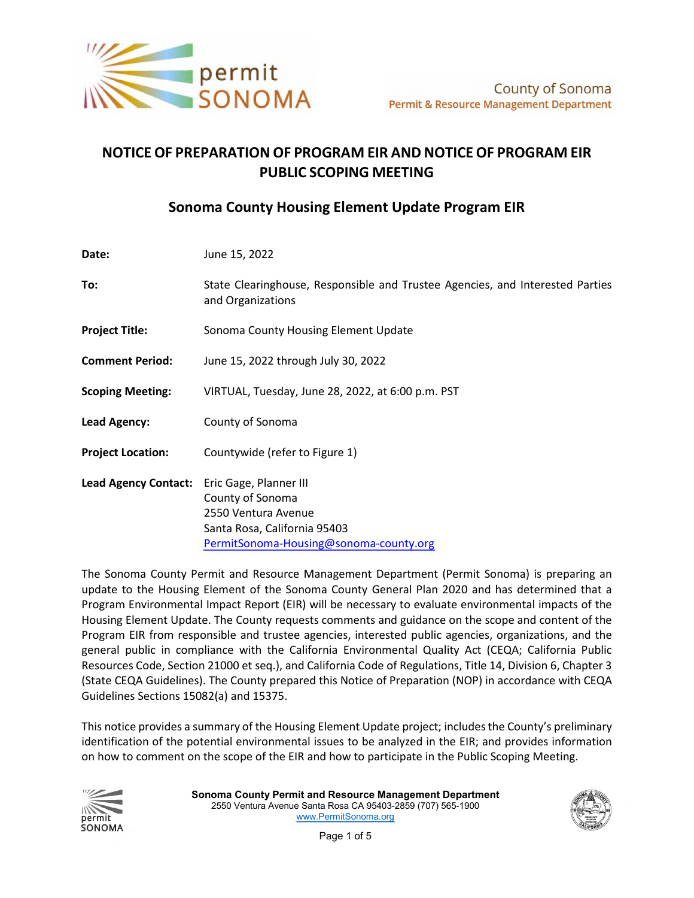permit SONOMA

County of Sonoma
Permit & Resource Management Department

# NOTICE OF PREPARATION OF PROGRAM EIR AND NOTICE OF PROGRAM EIR PUBLIC SCOPING MEETING

## Sonoma County Housing Element Update Program EIR

**Date:** June 15, 2022

**To:** State Clearinghouse, Responsible and Trustee Agencies, and Interested Parties and Organizations

**Project Title:** Sonoma County Housing Element Update

**Comment Period:** June 15, 2022 through July 30, 2022

**Scoping Meeting:** VIRTUAL, Tuesday, June 28, 2022, at 6:00 p.m. PST

**Lead Agency:** County of Sonoma

**Project Location:** Countywide (refer to Figure 1)

**Lead Agency Contact:** Eric Gage, Planner III
County of Sonoma
2550 Ventura Avenue
Santa Rosa, California 95403
PermitSonoma-Housing@sonoma-county.org

The Sonoma County Permit and Resource Management Department (Permit Sonoma) is preparing an update to the Housing Element of the Sonoma County General Plan 2020 and has determined that a Program Environmental Impact Report (EIR) will be necessary to evaluate environmental impacts of the Housing Element Update. The County requests comments and guidance on the scope and content of the Program EIR from responsible and trustee agencies, interested public agencies, organizations, and the general public in compliance with the California Environmental Quality Act (CEQA; California Public Resources Code, Section 21000 et seq.), and California Code of Regulations, Title 14, Division 6, Chapter 3 (State CEQA Guidelines). The County prepared this Notice of Preparation (NOP) in accordance with CEQA Guidelines Sections 15082(a) and 15375.

This notice provides a summary of the Housing Element Update project; includes the County's preliminary identification of the potential environmental issues to be analyzed in the EIR; and provides information on how to comment on the scope of the EIR and how to participate in the Public Scoping Meeting.

**Sonoma County Permit and Resource Management Department**
2550 Ventura Avenue Santa Rosa CA 95403-2859 (707) 565-1900
www.PermitSonoma.org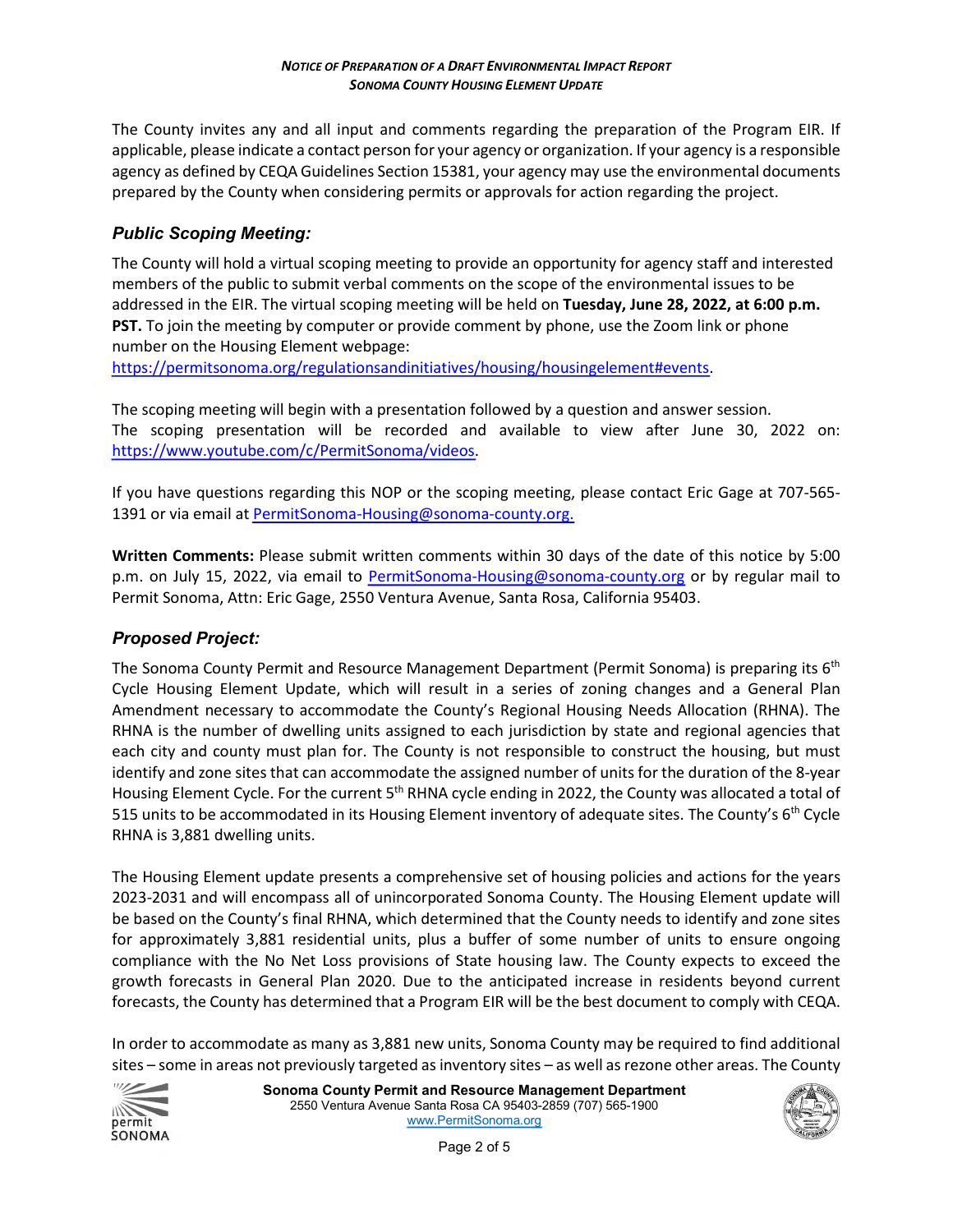The County invites any and all input and comments regarding the preparation of the Program EIR. If applicable, please indicate a contact person for your agency or organization. If your agency is a responsible agency as defined by CEQA Guidelines Section 15381, your agency may use the environmental documents prepared by the County when considering permits or approvals for action regarding the project.

## *Public Scoping Meeting:*

The County will hold a virtual scoping meeting to provide an opportunity for agency staff and interested members of the public to submit verbal comments on the scope of the environmental issues to be addressed in the EIR. The virtual scoping meeting will be held on **Tuesday, June 28, 2022, at 6:00 p.m. PST.** To join the meeting by computer or provide comment by phone, use the Zoom link or phone number on the Housing Element webpage: https://permitsonoma.org/regulationsandinitiatives/housing/housingelement#events.

The scoping meeting will begin with a presentation followed by a question and answer session. The scoping presentation will be recorded and available to view after June 30, 2022 on: https://www.youtube.com/c/PermitSonoma/videos.

If you have questions regarding this NOP or the scoping meeting, please contact Eric Gage at 707-565-1391 or via email at PermitSonoma-Housing@sonoma-county.org.

**Written Comments:** Please submit written comments within 30 days of the date of this notice by 5:00 p.m. on July 15, 2022, via email to PermitSonoma-Housing@sonoma-county.org or by regular mail to Permit Sonoma, Attn: Eric Gage, 2550 Ventura Avenue, Santa Rosa, California 95403.

## *Proposed Project:*

The Sonoma County Permit and Resource Management Department (Permit Sonoma) is preparing its 6th Cycle Housing Element Update, which will result in a series of zoning changes and a General Plan Amendment necessary to accommodate the County's Regional Housing Needs Allocation (RHNA). The RHNA is the number of dwelling units assigned to each jurisdiction by state and regional agencies that each city and county must plan for. The County is not responsible to construct the housing, but must identify and zone sites that can accommodate the assigned number of units for the duration of the 8-year Housing Element Cycle. For the current 5th RHNA cycle ending in 2022, the County was allocated a total of 515 units to be accommodated in its Housing Element inventory of adequate sites. The County's 6th Cycle RHNA is 3,881 dwelling units.

The Housing Element update presents a comprehensive set of housing policies and actions for the years 2023-2031 and will encompass all of unincorporated Sonoma County. The Housing Element update will be based on the County's final RHNA, which determined that the County needs to identify and zone sites for approximately 3,881 residential units, plus a buffer of some number of units to ensure ongoing compliance with the No Net Loss provisions of State housing law. The County expects to exceed the growth forecasts in General Plan 2020. Due to the anticipated increase in residents beyond current forecasts, the County has determined that a Program EIR will be the best document to comply with CEQA.

In order to accommodate as many as 3,881 new units, Sonoma County may be required to find additional sites – some in areas not previously targeted as inventory sites – as well as rezone other areas. The County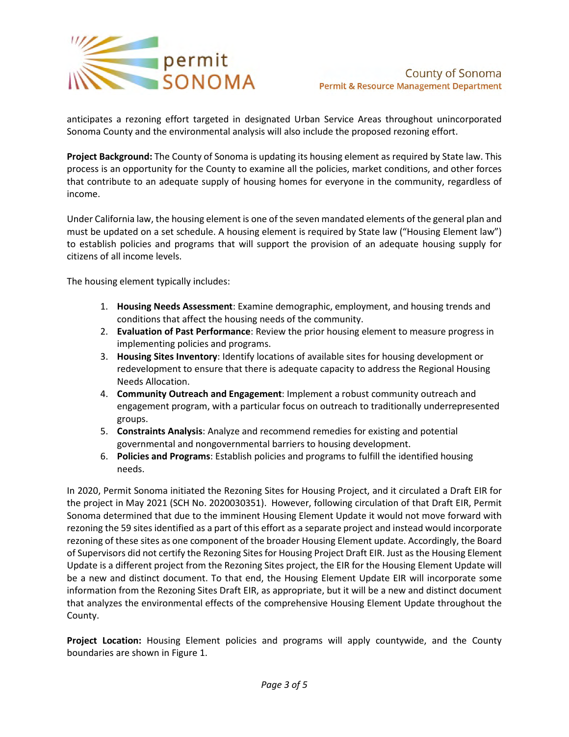anticipates a rezoning effort targeted in designated Urban Service Areas throughout unincorporated Sonoma County and the environmental analysis will also include the proposed rezoning effort.

**Project Background:** The County of Sonoma is updating its housing element as required by State law. This process is an opportunity for the County to examine all the policies, market conditions, and other forces that contribute to an adequate supply of housing homes for everyone in the community, regardless of income.

Under California law, the housing element is one of the seven mandated elements of the general plan and must be updated on a set schedule. A housing element is required by State law ("Housing Element law") to establish policies and programs that will support the provision of an adequate housing supply for citizens of all income levels.

The housing element typically includes:

1. **Housing Needs Assessment**: Examine demographic, employment, and housing trends and conditions that affect the housing needs of the community.
2. **Evaluation of Past Performance**: Review the prior housing element to measure progress in implementing policies and programs.
3. **Housing Sites Inventory**: Identify locations of available sites for housing development or redevelopment to ensure that there is adequate capacity to address the Regional Housing Needs Allocation.
4. **Community Outreach and Engagement**: Implement a robust community outreach and engagement program, with a particular focus on outreach to traditionally underrepresented groups.
5. **Constraints Analysis**: Analyze and recommend remedies for existing and potential governmental and nongovernmental barriers to housing development.
6. **Policies and Programs**: Establish policies and programs to fulfill the identified housing needs.

In 2020, Permit Sonoma initiated the Rezoning Sites for Housing Project, and it circulated a Draft EIR for the project in May 2021 (SCH No. 2020030351). However, following circulation of that Draft EIR, Permit Sonoma determined that due to the imminent Housing Element Update it would not move forward with rezoning the 59 sites identified as a part of this effort as a separate project and instead would incorporate rezoning of these sites as one component of the broader Housing Element update. Accordingly, the Board of Supervisors did not certify the Rezoning Sites for Housing Project Draft EIR. Just as the Housing Element Update is a different project from the Rezoning Sites project, the EIR for the Housing Element Update will be a new and distinct document. To that end, the Housing Element Update EIR will incorporate some information from the Rezoning Sites Draft EIR, as appropriate, but it will be a new and distinct document that analyzes the environmental effects of the comprehensive Housing Element Update throughout the County.

**Project Location:** Housing Element policies and programs will apply countywide, and the County boundaries are shown in Figure 1.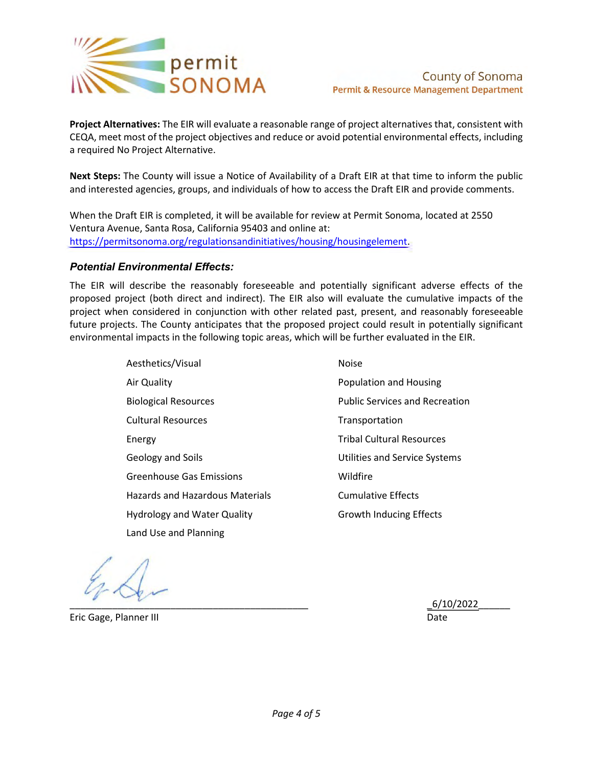**Project Alternatives:** The EIR will evaluate a reasonable range of project alternatives that, consistent with CEQA, meet most of the project objectives and reduce or avoid potential environmental effects, including a required No Project Alternative.

**Next Steps:** The County will issue a Notice of Availability of a Draft EIR at that time to inform the public and interested agencies, groups, and individuals of how to access the Draft EIR and provide comments.

When the Draft EIR is completed, it will be available for review at Permit Sonoma, located at 2550 Ventura Avenue, Santa Rosa, California 95403 and online at: https://permitsonoma.org/regulationsandinitiatives/housing/housingelement.

### *Potential Environmental Effects:*

The EIR will describe the reasonably foreseeable and potentially significant adverse effects of the proposed project (both direct and indirect). The EIR also will evaluate the cumulative impacts of the project when considered in conjunction with other related past, present, and reasonably foreseeable future projects. The County anticipates that the proposed project could result in potentially significant environmental impacts in the following topic areas, which will be further evaluated in the EIR.

- Aesthetics/Visual
- Air Quality
- Biological Resources
- Cultural Resources
- Energy
- Geology and Soils
- Greenhouse Gas Emissions
- Hazards and Hazardous Materials
- Hydrology and Water Quality
- Land Use and Planning
- Noise
- Population and Housing
- Public Services and Recreation
- Transportation
- Tribal Cultural Resources
- Utilities and Service Systems
- Wildfire
- Cumulative Effects
- Growth Inducing Effects

Eric Gage, Planner III

6/10/2022
Date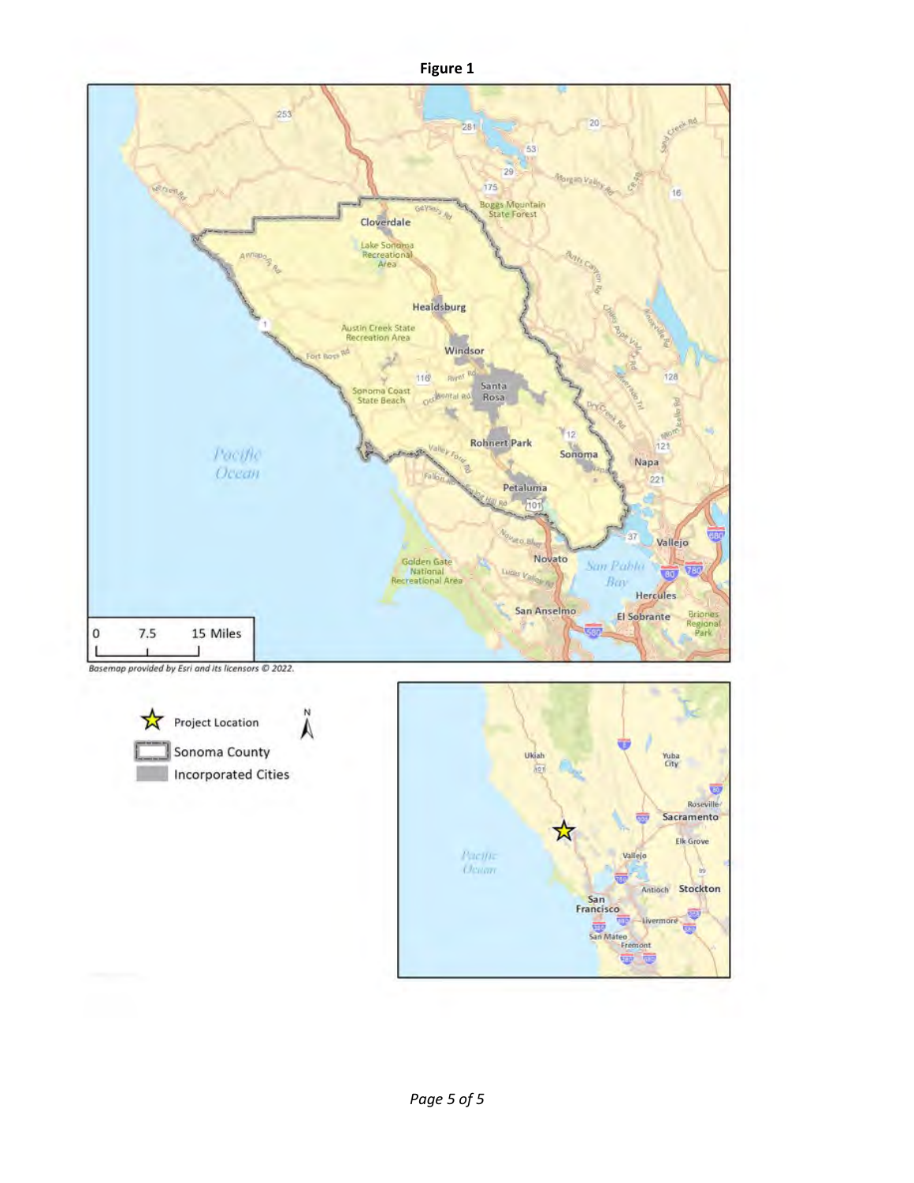**Figure 1**

Basemap provided by Esri and its licensors © 2022.

Project Location

Sonoma County

Incorporated Cities